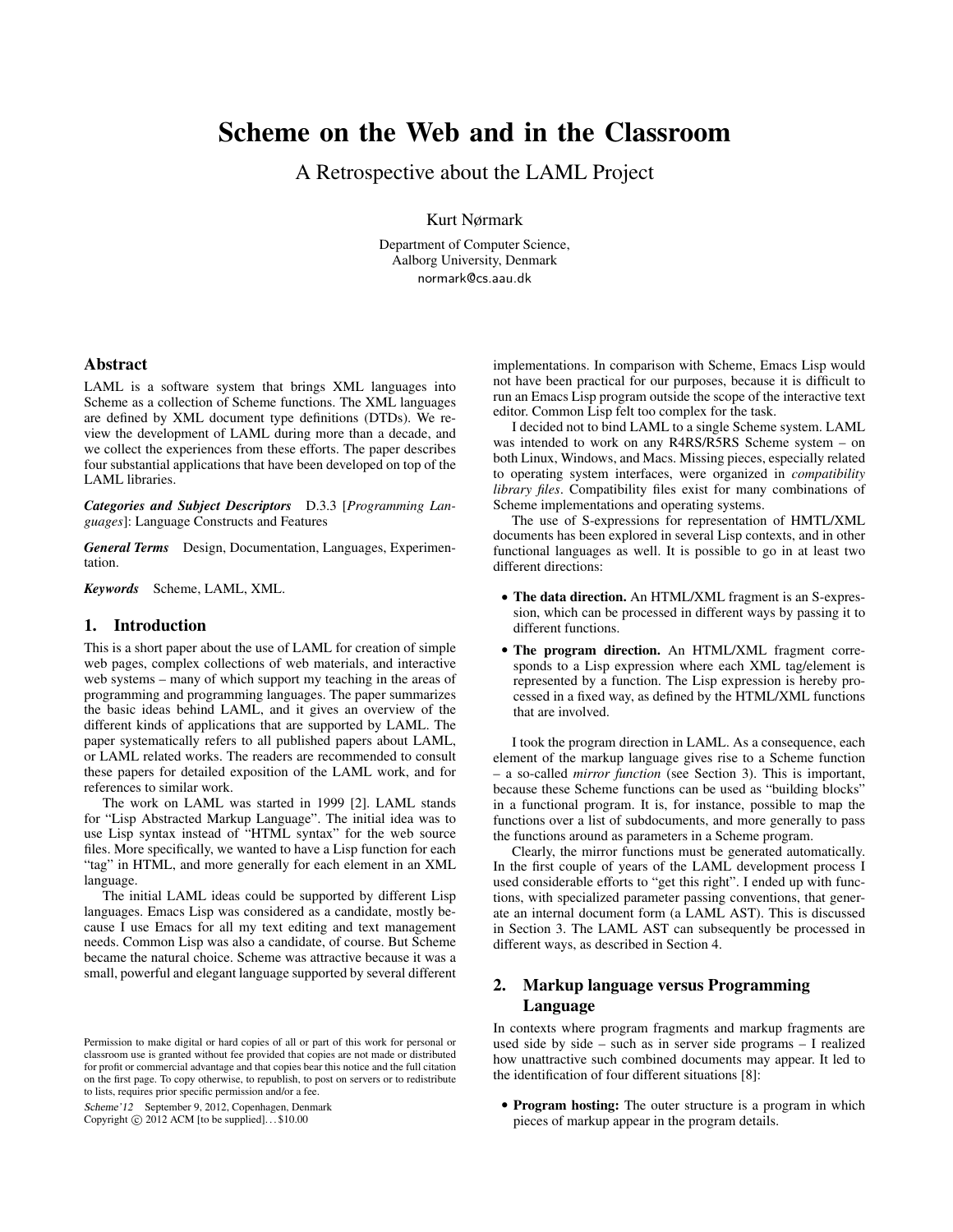# Scheme on the Web and in the Classroom

## A Retrospective about the LAML Project

Kurt Nørmark

Department of Computer Science,
Aalborg University, Denmark
normark@cs.aau.dk

## Abstract

LAML is a software system that brings XML languages into Scheme as a collection of Scheme functions. The XML languages are defined by XML document type definitions (DTDs). We review the development of LAML during more than a decade, and we collect the experiences from these efforts. The paper describes four substantial applications that have been developed on top of the LAML libraries.

***Categories and Subject Descriptors*** D.3.3 [*Programming Languages*]: Language Constructs and Features

***General Terms*** Design, Documentation, Languages, Experimentation.

***Keywords*** Scheme, LAML, XML.

## 1. Introduction

This is a short paper about the use of LAML for creation of simple web pages, complex collections of web materials, and interactive web systems – many of which support my teaching in the areas of programming and programming languages. The paper summarizes the basic ideas behind LAML, and it gives an overview of the different kinds of applications that are supported by LAML. The paper systematically refers to all published papers about LAML, or LAML related works. The readers are recommended to consult these papers for detailed exposition of the LAML work, and for references to similar work.

The work on LAML was started in 1999 [2]. LAML stands for "Lisp Abstracted Markup Language". The initial idea was to use Lisp syntax instead of "HTML syntax" for the web source files. More specifically, we wanted to have a Lisp function for each "tag" in HTML, and more generally for each element in an XML language.

The initial LAML ideas could be supported by different Lisp languages. Emacs Lisp was considered as a candidate, mostly because I use Emacs for all my text editing and text management needs. Common Lisp was also a candidate, of course. But Scheme became the natural choice. Scheme was attractive because it was a small, powerful and elegant language supported by several different implementations. In comparison with Scheme, Emacs Lisp would not have been practical for our purposes, because it is difficult to run an Emacs Lisp program outside the scope of the interactive text editor. Common Lisp felt too complex for the task.

I decided not to bind LAML to a single Scheme system. LAML was intended to work on any R4RS/R5RS Scheme system – on both Linux, Windows, and Macs. Missing pieces, especially related to operating system interfaces, were organized in *compatibility library files*. Compatibility files exist for many combinations of Scheme implementations and operating systems.

The use of S-expressions for representation of HMTL/XML documents has been explored in several Lisp contexts, and in other functional languages as well. It is possible to go in at least two different directions:

- **The data direction.** An HTML/XML fragment is an S-expression, which can be processed in different ways by passing it to different functions.
- **The program direction.** An HTML/XML fragment corresponds to a Lisp expression where each XML tag/element is represented by a function. The Lisp expression is hereby processed in a fixed way, as defined by the HTML/XML functions that are involved.

I took the program direction in LAML. As a consequence, each element of the markup language gives rise to a Scheme function – a so-called *mirror function* (see Section 3). This is important, because these Scheme functions can be used as "building blocks" in a functional program. It is, for instance, possible to map the functions over a list of subdocuments, and more generally to pass the functions around as parameters in a Scheme program.

Clearly, the mirror functions must be generated automatically. In the first couple of years of the LAML development process I used considerable efforts to "get this right". I ended up with functions, with specialized parameter passing conventions, that generate an internal document form (a LAML AST). This is discussed in Section 3. The LAML AST can subsequently be processed in different ways, as described in Section 4.

## 2. Markup language versus Programming Language

In contexts where program fragments and markup fragments are used side by side – such as in server side programs – I realized how unattractive such combined documents may appear. It led to the identification of four different situations [8]:

- **Program hosting:** The outer structure is a program in which pieces of markup appear in the program details.

Permission to make digital or hard copies of all or part of this work for personal or classroom use is granted without fee provided that copies are not made or distributed for profit or commercial advantage and that copies bear this notice and the full citation on the first page. To copy otherwise, to republish, to post on servers or to redistribute to lists, requires prior specific permission and/or a fee.

*Scheme'12* September 9, 2012, Copenhagen, Denmark
Copyright © 2012 ACM [to be supplied]. . . $10.00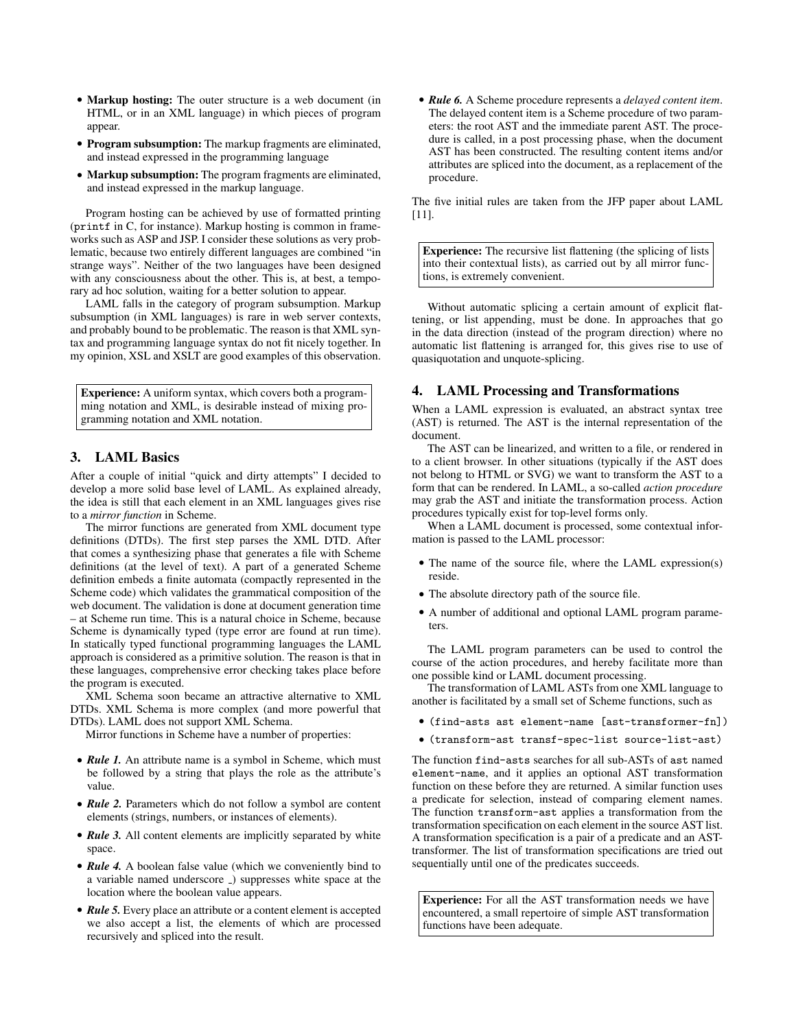- **Markup hosting:** The outer structure is a web document (in HTML, or in an XML language) in which pieces of program appear.
- **Program subsumption:** The markup fragments are eliminated, and instead expressed in the programming language
- **Markup subsumption:** The program fragments are eliminated, and instead expressed in the markup language.

Program hosting can be achieved by use of formatted printing (`printf` in C, for instance). Markup hosting is common in frameworks such as ASP and JSP. I consider these solutions as very problematic, because two entirely different languages are combined "in strange ways". Neither of the two languages have been designed with any consciousness about the other. This is, at best, a temporary ad hoc solution, waiting for a better solution to appear.

LAML falls in the category of program subsumption. Markup subsumption (in XML languages) is rare in web server contexts, and probably bound to be problematic. The reason is that XML syntax and programming language syntax do not fit nicely together. In my opinion, XSL and XSLT are good examples of this observation.

> **Experience:** A uniform syntax, which covers both a programming notation and XML, is desirable instead of mixing programming notation and XML notation.

## 3. LAML Basics

After a couple of initial "quick and dirty attempts" I decided to develop a more solid base level of LAML. As explained already, the idea is still that each element in an XML languages gives rise to a *mirror function* in Scheme.

The mirror functions are generated from XML document type definitions (DTDs). The first step parses the XML DTD. After that comes a synthesizing phase that generates a file with Scheme definitions (at the level of text). A part of a generated Scheme definition embeds a finite automata (compactly represented in the Scheme code) which validates the grammatical composition of the web document. The validation is done at document generation time – at Scheme run time. This is a natural choice in Scheme, because Scheme is dynamically typed (type error are found at run time). In statically typed functional programming languages the LAML approach is considered as a primitive solution. The reason is that in these languages, comprehensive error checking takes place before the program is executed.

XML Schema soon became an attractive alternative to XML DTDs. XML Schema is more complex (and more powerful that DTDs). LAML does not support XML Schema.

Mirror functions in Scheme have a number of properties:

- ***Rule 1.*** An attribute name is a symbol in Scheme, which must be followed by a string that plays the role as the attribute's value.
- ***Rule 2.*** Parameters which do not follow a symbol are content elements (strings, numbers, or instances of elements).
- ***Rule 3.*** All content elements are implicitly separated by white space.
- ***Rule 4.*** A boolean false value (which we conveniently bind to a variable named underscore _) suppresses white space at the location where the boolean value appears.
- ***Rule 5.*** Every place an attribute or a content element is accepted we also accept a list, the elements of which are processed recursively and spliced into the result.
- ***Rule 6.*** A Scheme procedure represents a *delayed content item*. The delayed content item is a Scheme procedure of two parameters: the root AST and the immediate parent AST. The procedure is called, in a post processing phase, when the document AST has been constructed. The resulting content items and/or attributes are spliced into the document, as a replacement of the procedure.

The five initial rules are taken from the JFP paper about LAML [11].

> **Experience:** The recursive list flattening (the splicing of lists into their contextual lists), as carried out by all mirror functions, is extremely convenient.

Without automatic splicing a certain amount of explicit flattening, or list appending, must be done. In approaches that go in the data direction (instead of the program direction) where no automatic list flattening is arranged for, this gives rise to use of quasiquotation and unquote-splicing.

## 4. LAML Processing and Transformations

When a LAML expression is evaluated, an abstract syntax tree (AST) is returned. The AST is the internal representation of the document.

The AST can be linearized, and written to a file, or rendered in to a client browser. In other situations (typically if the AST does not belong to HTML or SVG) we want to transform the AST to a form that can be rendered. In LAML, a so-called *action procedure* may grab the AST and initiate the transformation process. Action procedures typically exist for top-level forms only.

When a LAML document is processed, some contextual information is passed to the LAML processor:

- The name of the source file, where the LAML expression(s) reside.
- The absolute directory path of the source file.
- A number of additional and optional LAML program parameters.

The LAML program parameters can be used to control the course of the action procedures, and hereby facilitate more than one possible kind or LAML document processing.

The transformation of LAML ASTs from one XML language to another is facilitated by a small set of Scheme functions, such as

- `(find-asts ast element-name [ast-transformer-fn])`
- `(transform-ast transf-spec-list source-list-ast)`

The function `find-asts` searches for all sub-ASTs of `ast` named `element-name`, and it applies an optional AST transformation function on these before they are returned. A similar function uses a predicate for selection, instead of comparing element names. The function `transform-ast` applies a transformation from the transformation specification on each element in the source AST list. A transformation specification is a pair of a predicate and an AST-transformer. The list of transformation specifications are tried out sequentially until one of the predicates succeeds.

> **Experience:** For all the AST transformation needs we have encountered, a small repertoire of simple AST transformation functions have been adequate.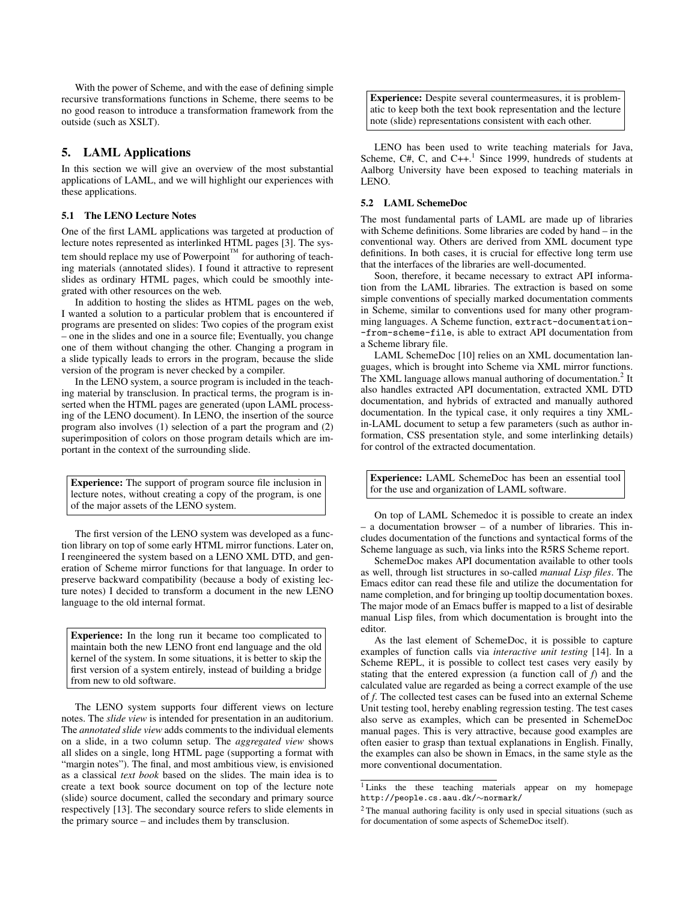With the power of Scheme, and with the ease of defining simple recursive transformations functions in Scheme, there seems to be no good reason to introduce a transformation framework from the outside (such as XSLT).

## 5. LAML Applications

In this section we will give an overview of the most substantial applications of LAML, and we will highlight our experiences with these applications.

### 5.1 The LENO Lecture Notes

One of the first LAML applications was targeted at production of lecture notes represented as interlinked HTML pages [3]. The system should replace my use of Powerpoint™ for authoring of teaching materials (annotated slides). I found it attractive to represent slides as ordinary HTML pages, which could be smoothly integrated with other resources on the web.

In addition to hosting the slides as HTML pages on the web, I wanted a solution to a particular problem that is encountered if programs are presented on slides: Two copies of the program exist – one in the slides and one in a source file; Eventually, you change one of them without changing the other. Changing a program in a slide typically leads to errors in the program, because the slide version of the program is never checked by a compiler.

In the LENO system, a source program is included in the teaching material by transclusion. In practical terms, the program is inserted when the HTML pages are generated (upon LAML processing of the LENO document). In LENO, the insertion of the source program also involves (1) selection of a part the program and (2) superimposition of colors on those program details which are important in the context of the surrounding slide.

> **Experience:** The support of program source file inclusion in lecture notes, without creating a copy of the program, is one of the major assets of the LENO system.

The first version of the LENO system was developed as a function library on top of some early HTML mirror functions. Later on, I reengineered the system based on a LENO XML DTD, and generation of Scheme mirror functions for that language. In order to preserve backward compatibility (because a body of existing lecture notes) I decided to transform a document in the new LENO language to the old internal format.

> **Experience:** In the long run it became too complicated to maintain both the new LENO front end language and the old kernel of the system. In some situations, it is better to skip the first version of a system entirely, instead of building a bridge from new to old software.

The LENO system supports four different views on lecture notes. The *slide view* is intended for presentation in an auditorium. The *annotated slide view* adds comments to the individual elements on a slide, in a two column setup. The *aggregated view* shows all slides on a single, long HTML page (supporting a format with "margin notes"). The final, and most ambitious view, is envisioned as a classical *text book* based on the slides. The main idea is to create a text book source document on top of the lecture note (slide) source document, called the secondary and primary source respectively [13]. The secondary source refers to slide elements in the primary source – and includes them by transclusion.

> **Experience:** Despite several countermeasures, it is problematic to keep both the text book representation and the lecture note (slide) representations consistent with each other.

LENO has been used to write teaching materials for Java, Scheme, C#, C, and C++.[1] Since 1999, hundreds of students at Aalborg University have been exposed to teaching materials in LENO.

### 5.2 LAML SchemeDoc

The most fundamental parts of LAML are made up of libraries with Scheme definitions. Some libraries are coded by hand – in the conventional way. Others are derived from XML document type definitions. In both cases, it is crucial for effective long term use that the interfaces of the libraries are well-documented.

Soon, therefore, it became necessary to extract API information from the LAML libraries. The extraction is based on some simple conventions of specially marked documentation comments in Scheme, similar to conventions used for many other programming languages. A Scheme function, `extract-documentation-from-scheme-file`, is able to extract API documentation from a Scheme library file.

LAML SchemeDoc [10] relies on an XML documentation languages, which is brought into Scheme via XML mirror functions. The XML language allows manual authoring of documentation.[2] It also handles extracted API documentation, extracted XML DTD documentation, and hybrids of extracted and manually authored documentation. In the typical case, it only requires a tiny XML-in-LAML document to setup a few parameters (such as author information, CSS presentation style, and some interlinking details) for control of the extracted documentation.

> **Experience:** LAML SchemeDoc has been an essential tool for the use and organization of LAML software.

On top of LAML Schemedoc it is possible to create an index – a documentation browser – of a number of libraries. This includes documentation of the functions and syntactical forms of the Scheme language as such, via links into the R5RS Scheme report.

SchemeDoc makes API documentation available to other tools as well, through list structures in so-called *manual Lisp files*. The Emacs editor can read these file and utilize the documentation for name completion, and for bringing up tooltip documentation boxes. The major mode of an Emacs buffer is mapped to a list of desirable manual Lisp files, from which documentation is brought into the editor.

As the last element of SchemeDoc, it is possible to capture examples of function calls via *interactive unit testing* [14]. In a Scheme REPL, it is possible to collect test cases very easily by stating that the entered expression (a function call of *f*) and the calculated value are regarded as being a correct example of the use of *f*. The collected test cases can be fused into an external Scheme Unit testing tool, hereby enabling regression testing. The test cases also serve as examples, which can be presented in SchemeDoc manual pages. This is very attractive, because good examples are often easier to grasp than textual explanations in English. Finally, the examples can also be shown in Emacs, in the same style as the more conventional documentation.

---

[1] Links the these teaching materials appear on my homepage `http://people.cs.aau.dk/~normark/`

[2] The manual authoring facility is only used in special situations (such as for documentation of some aspects of SchemeDoc itself).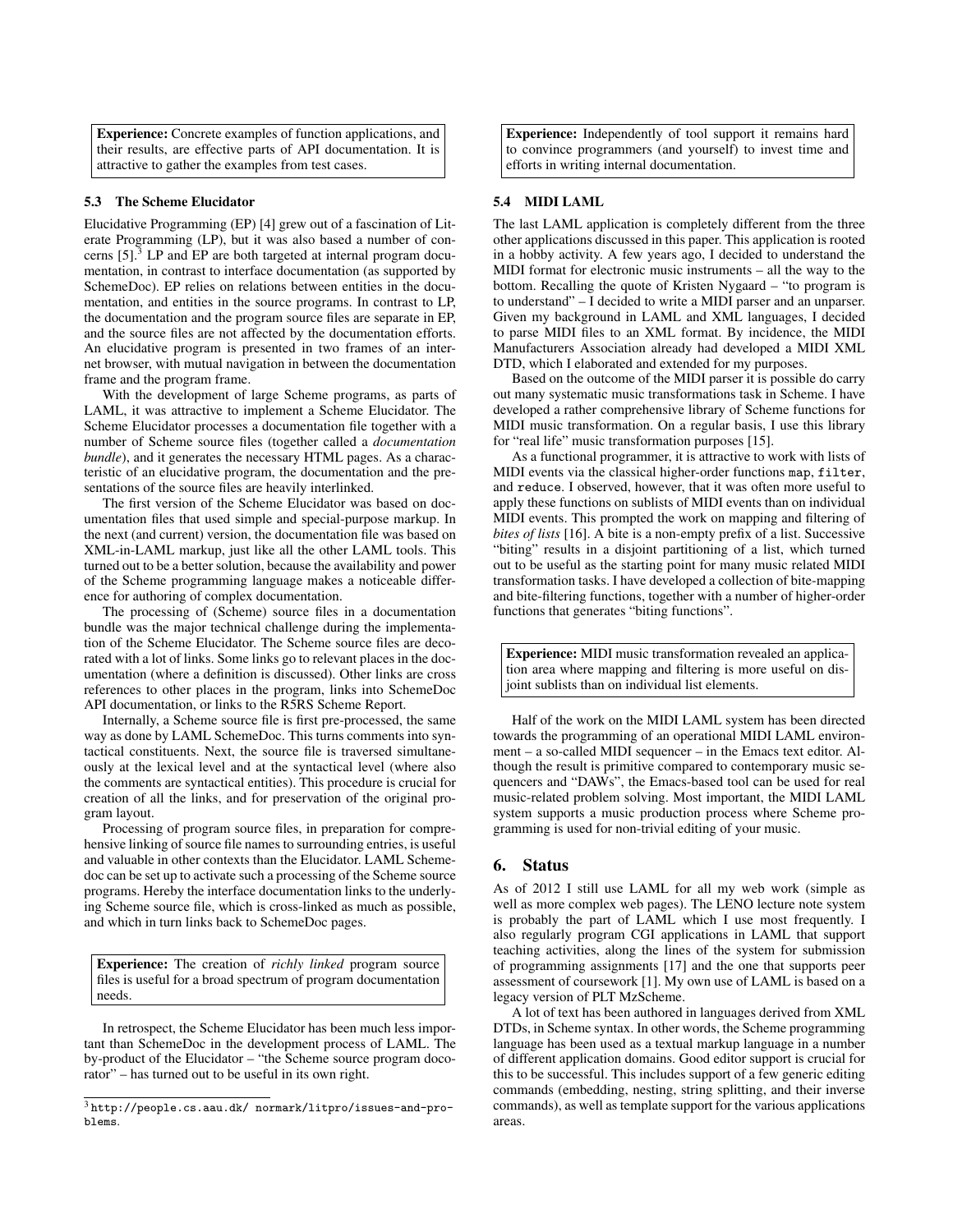**Experience:** Concrete examples of function applications, and their results, are effective parts of API documentation. It is attractive to gather the examples from test cases.

### 5.3 The Scheme Elucidator

Elucidative Programming (EP) [4] grew out of a fascination of Literate Programming (LP), but it was also based a number of concerns [5].[3] LP and EP are both targeted at internal program documentation, in contrast to interface documentation (as supported by SchemeDoc). EP relies on relations between entities in the documentation, and entities in the source programs. In contrast to LP, the documentation and the program source files are separate in EP, and the source files are not affected by the documentation efforts. An elucidative program is presented in two frames of an internet browser, with mutual navigation in between the documentation frame and the program frame.

With the development of large Scheme programs, as parts of LAML, it was attractive to implement a Scheme Elucidator. The Scheme Elucidator processes a documentation file together with a number of Scheme source files (together called a *documentation bundle*), and it generates the necessary HTML pages. As a characteristic of an elucidative program, the documentation and the presentations of the source files are heavily interlinked.

The first version of the Scheme Elucidator was based on documentation files that used simple and special-purpose markup. In the next (and current) version, the documentation file was based on XML-in-LAML markup, just like all the other LAML tools. This turned out to be a better solution, because the availability and power of the Scheme programming language makes a noticeable difference for authoring of complex documentation.

The processing of (Scheme) source files in a documentation bundle was the major technical challenge during the implementation of the Scheme Elucidator. The Scheme source files are decorated with a lot of links. Some links go to relevant places in the documentation (where a definition is discussed). Other links are cross references to other places in the program, links into SchemeDoc API documentation, or links to the R5RS Scheme Report.

Internally, a Scheme source file is first pre-processed, the same way as done by LAML SchemeDoc. This turns comments into syntactical constituents. Next, the source file is traversed simultaneously at the lexical level and at the syntactical level (where also the comments are syntactical entities). This procedure is crucial for creation of all the links, and for preservation of the original program layout.

Processing of program source files, in preparation for comprehensive linking of source file names to surrounding entries, is useful and valuable in other contexts than the Elucidator. LAML Schemedoc can be set up to activate such a processing of the Scheme source programs. Hereby the interface documentation links to the underlying Scheme source file, which is cross-linked as much as possible, and which in turn links back to SchemeDoc pages.

**Experience:** The creation of *richly linked* program source files is useful for a broad spectrum of program documentation needs.

In retrospect, the Scheme Elucidator has been much less important than SchemeDoc in the development process of LAML. The by-product of the Elucidator – "the Scheme source program docorator" – has turned out to be useful in its own right.

[3] `http://people.cs.aau.dk/ normark/litpro/issues-and-problems`.

**Experience:** Independently of tool support it remains hard to convince programmers (and yourself) to invest time and efforts in writing internal documentation.

### 5.4 MIDI LAML

The last LAML application is completely different from the three other applications discussed in this paper. This application is rooted in a hobby activity. A few years ago, I decided to understand the MIDI format for electronic music instruments – all the way to the bottom. Recalling the quote of Kristen Nygaard – "to program is to understand" – I decided to write a MIDI parser and an unparser. Given my background in LAML and XML languages, I decided to parse MIDI files to an XML format. By incidence, the MIDI Manufacturers Association already had developed a MIDI XML DTD, which I elaborated and extended for my purposes.

Based on the outcome of the MIDI parser it is possible do carry out many systematic music transformations task in Scheme. I have developed a rather comprehensive library of Scheme functions for MIDI music transformation. On a regular basis, I use this library for "real life" music transformation purposes [15].

As a functional programmer, it is attractive to work with lists of MIDI events via the classical higher-order functions `map`, `filter`, and `reduce`. I observed, however, that it was often more useful to apply these functions on sublists of MIDI events than on individual MIDI events. This prompted the work on mapping and filtering of *bites of lists* [16]. A bite is a non-empty prefix of a list. Successive "biting" results in a disjoint partitioning of a list, which turned out to be useful as the starting point for many music related MIDI transformation tasks. I have developed a collection of bite-mapping and bite-filtering functions, together with a number of higher-order functions that generates "biting functions".

**Experience:** MIDI music transformation revealed an application area where mapping and filtering is more useful on disjoint sublists than on individual list elements.

Half of the work on the MIDI LAML system has been directed towards the programming of an operational MIDI LAML environment – a so-called MIDI sequencer – in the Emacs text editor. Although the result is primitive compared to contemporary music sequencers and "DAWs", the Emacs-based tool can be used for real music-related problem solving. Most important, the MIDI LAML system supports a music production process where Scheme programming is used for non-trivial editing of your music.

## 6. Status

As of 2012 I still use LAML for all my web work (simple as well as more complex web pages). The LENO lecture note system is probably the part of LAML which I use most frequently. I also regularly program CGI applications in LAML that support teaching activities, along the lines of the system for submission of programming assignments [17] and the one that supports peer assessment of coursework [1]. My own use of LAML is based on a legacy version of PLT MzScheme.

A lot of text has been authored in languages derived from XML DTDs, in Scheme syntax. In other words, the Scheme programming language has been used as a textual markup language in a number of different application domains. Good editor support is crucial for this to be successful. This includes support of a few generic editing commands (embedding, nesting, string splitting, and their inverse commands), as well as template support for the various applications areas.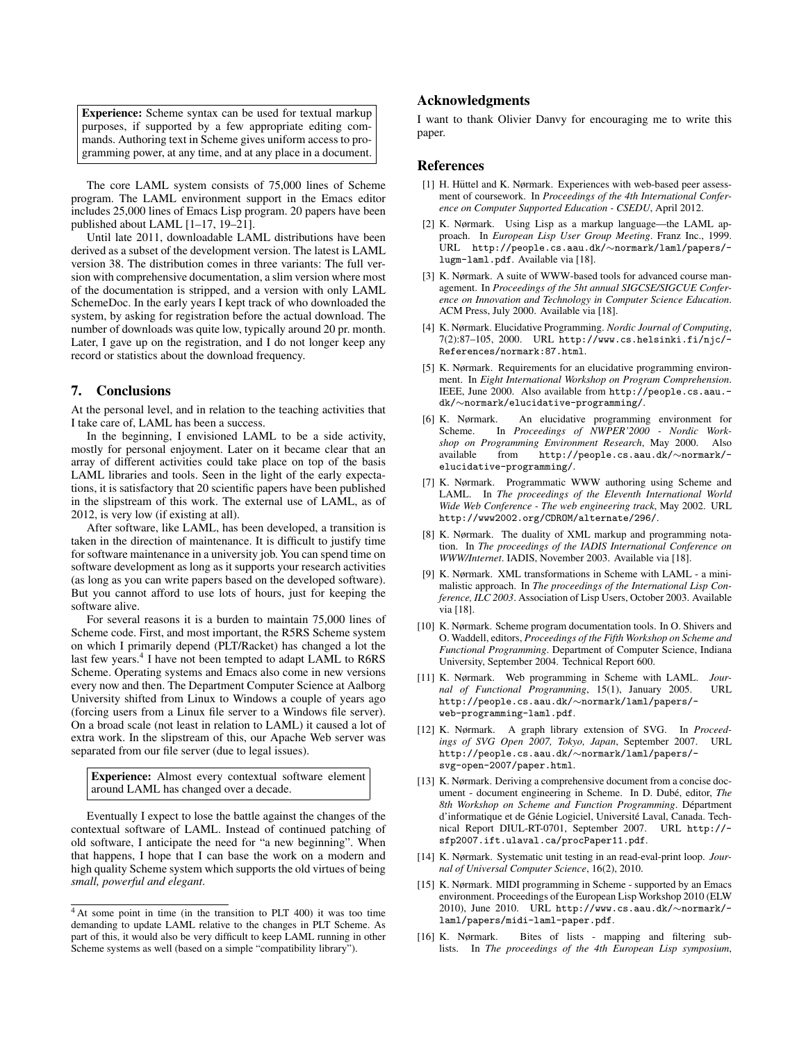**Experience:** Scheme syntax can be used for textual markup purposes, if supported by a few appropriate editing commands. Authoring text in Scheme gives uniform access to programming power, at any time, and at any place in a document.

The core LAML system consists of 75,000 lines of Scheme program. The LAML environment support in the Emacs editor includes 25,000 lines of Emacs Lisp program. 20 papers have been published about LAML [1–17, 19–21].

Until late 2011, downloadable LAML distributions have been derived as a subset of the development version. The latest is LAML version 38. The distribution comes in three variants: The full version with comprehensive documentation, a slim version where most of the documentation is stripped, and a version with only LAML SchemeDoc. In the early years I kept track of who downloaded the system, by asking for registration before the actual download. The number of downloads was quite low, typically around 20 pr. month. Later, I gave up on the registration, and I do not longer keep any record or statistics about the download frequency.

## 7. Conclusions

At the personal level, and in relation to the teaching activities that I take care of, LAML has been a success.

In the beginning, I envisioned LAML to be a side activity, mostly for personal enjoyment. Later on it became clear that an array of different activities could take place on top of the basis LAML libraries and tools. Seen in the light of the early expectations, it is satisfactory that 20 scientific papers have been published in the slipstream of this work. The external use of LAML, as of 2012, is very low (if existing at all).

After software, like LAML, has been developed, a transition is taken in the direction of maintenance. It is difficult to justify time for software maintenance in a university job. You can spend time on software development as long as it supports your research activities (as long as you can write papers based on the developed software). But you cannot afford to use lots of hours, just for keeping the software alive.

For several reasons it is a burden to maintain 75,000 lines of Scheme code. First, and most important, the R5RS Scheme system on which I primarily depend (PLT/Racket) has changed a lot the last few years.[4] I have not been tempted to adapt LAML to R6RS Scheme. Operating systems and Emacs also come in new versions every now and then. The Department Computer Science at Aalborg University shifted from Linux to Windows a couple of years ago (forcing users from a Linux file server to a Windows file server). On a broad scale (not least in relation to LAML) it caused a lot of extra work. In the slipstream of this, our Apache Web server was separated from our file server (due to legal issues).

**Experience:** Almost every contextual software element around LAML has changed over a decade.

Eventually I expect to lose the battle against the changes of the contextual software of LAML. Instead of continued patching of old software, I anticipate the need for "a new beginning". When that happens, I hope that I can base the work on a modern and high quality Scheme system which supports the old virtues of being *small, powerful and elegant*.

[4] At some point in time (in the transition to PLT 400) it was too time demanding to update LAML relative to the changes in PLT Scheme. As part of this, it would also be very difficult to keep LAML running in other Scheme systems as well (based on a simple "compatibility library").

## Acknowledgments

I want to thank Olivier Danvy for encouraging me to write this paper.

## References

[1] H. Hüttel and K. Nørmark. Experiences with web-based peer assessment of coursework. In *Proceedings of the 4th International Conference on Computer Supported Education - CSEDU*, April 2012.

[2] K. Nørmark. Using Lisp as a markup language—the LAML approach. In *European Lisp User Group Meeting*. Franz Inc., 1999. URL `http://people.cs.aau.dk/~normark/laml/papers/lugm-laml.pdf`. Available via [18].

[3] K. Nørmark. A suite of WWW-based tools for advanced course management. In *Proceedings of the 5ht annual SIGCSE/SIGCUE Conference on Innovation and Technology in Computer Science Education*. ACM Press, July 2000. Available via [18].

[4] K. Nørmark. Elucidative Programming. *Nordic Journal of Computing*, 7(2):87–105, 2000. URL `http://www.cs.helsinki.fi/njc/References/normark:87.html`.

[5] K. Nørmark. Requirements for an elucidative programming environment. In *Eight International Workshop on Program Comprehension*. IEEE, June 2000. Also available from `http://people.cs.aau.dk/~normark/elucidative-programming/`.

[6] K. Nørmark. An elucidative programming environment for Scheme. In *Proceedings of NWPER'2000 - Nordic Workshop on Programming Environment Research*, May 2000. Also available from `http://people.cs.aau.dk/~normark/elucidative-programming/`.

[7] K. Nørmark. Programmatic WWW authoring using Scheme and LAML. In *The proceedings of the Eleventh International World Wide Web Conference - The web engineering track*, May 2002. URL `http://www2002.org/CDROM/alternate/296/`.

[8] K. Nørmark. The duality of XML markup and programming notation. In *The proceedings of the IADIS International Conference on WWW/Internet*. IADIS, November 2003. Available via [18].

[9] K. Nørmark. XML transformations in Scheme with LAML - a minimalistic approach. In *The proceedings of the International Lisp Conference, ILC 2003*. Association of Lisp Users, October 2003. Available via [18].

[10] K. Nørmark. Scheme program documentation tools. In O. Shivers and O. Waddell, editors, *Proceedings of the Fifth Workshop on Scheme and Functional Programming*. Department of Computer Science, Indiana University, September 2004. Technical Report 600.

[11] K. Nørmark. Web programming in Scheme with LAML. *Journal of Functional Programming*, 15(1), January 2005. URL `http://people.cs.aau.dk/~normark/laml/papers/web-programming-laml.pdf`.

[12] K. Nørmark. A graph library extension of SVG. In *Proceedings of SVG Open 2007, Tokyo, Japan*, September 2007. URL `http://people.cs.aau.dk/~normark/laml/papers/svg-open-2007/paper.html`.

[13] K. Nørmark. Deriving a comprehensive document from a concise document - document engineering in Scheme. In D. Dubé, editor, *The 8th Workshop on Scheme and Function Programming*. Départment d'informatique et de Génie Logiciel, Université Laval, Canada. Technical Report DIUL-RT-0701, September 2007. URL `http://sfp2007.ift.ulaval.ca/procPaper11.pdf`.

[14] K. Nørmark. Systematic unit testing in an read-eval-print loop. *Journal of Universal Computer Science*, 16(2), 2010.

[15] K. Nørmark. MIDI programming in Scheme - supported by an Emacs environment. Proceedings of the European Lisp Workshop 2010 (ELW 2010), June 2010. URL `http://www.cs.aau.dk/~normark/laml/papers/midi-laml-paper.pdf`.

[16] K. Nørmark. Bites of lists - mapping and filtering sublists. In *The proceedings of the 4th European Lisp symposium*,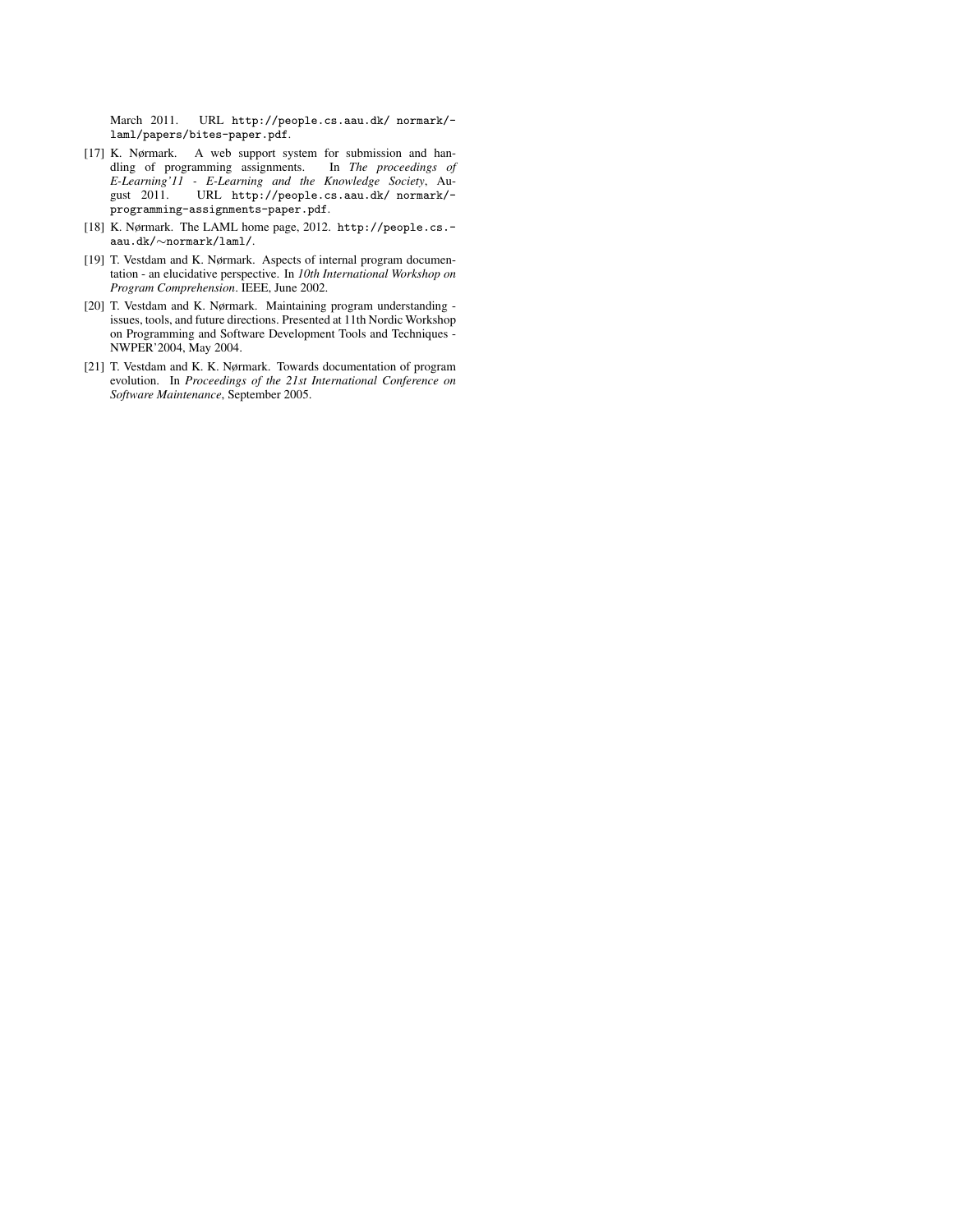March 2011. URL http://people.cs.aau.dk/ normark/-laml/papers/bites-paper.pdf.

[17] K. Nørmark. A web support system for submission and handling of programming assignments. In *The proceedings of E-Learning'11 - E-Learning and the Knowledge Society*, August 2011. URL http://people.cs.aau.dk/ normark/-programming-assignments-paper.pdf.

[18] K. Nørmark. The LAML home page, 2012. http://people.cs.-aau.dk/∼normark/laml/.

[19] T. Vestdam and K. Nørmark. Aspects of internal program documentation - an elucidative perspective. In *10th International Workshop on Program Comprehension*. IEEE, June 2002.

[20] T. Vestdam and K. Nørmark. Maintaining program understanding - issues, tools, and future directions. Presented at 11th Nordic Workshop on Programming and Software Development Tools and Techniques - NWPER'2004, May 2004.

[21] T. Vestdam and K. K. Nørmark. Towards documentation of program evolution. In *Proceedings of the 21st International Conference on Software Maintenance*, September 2005.